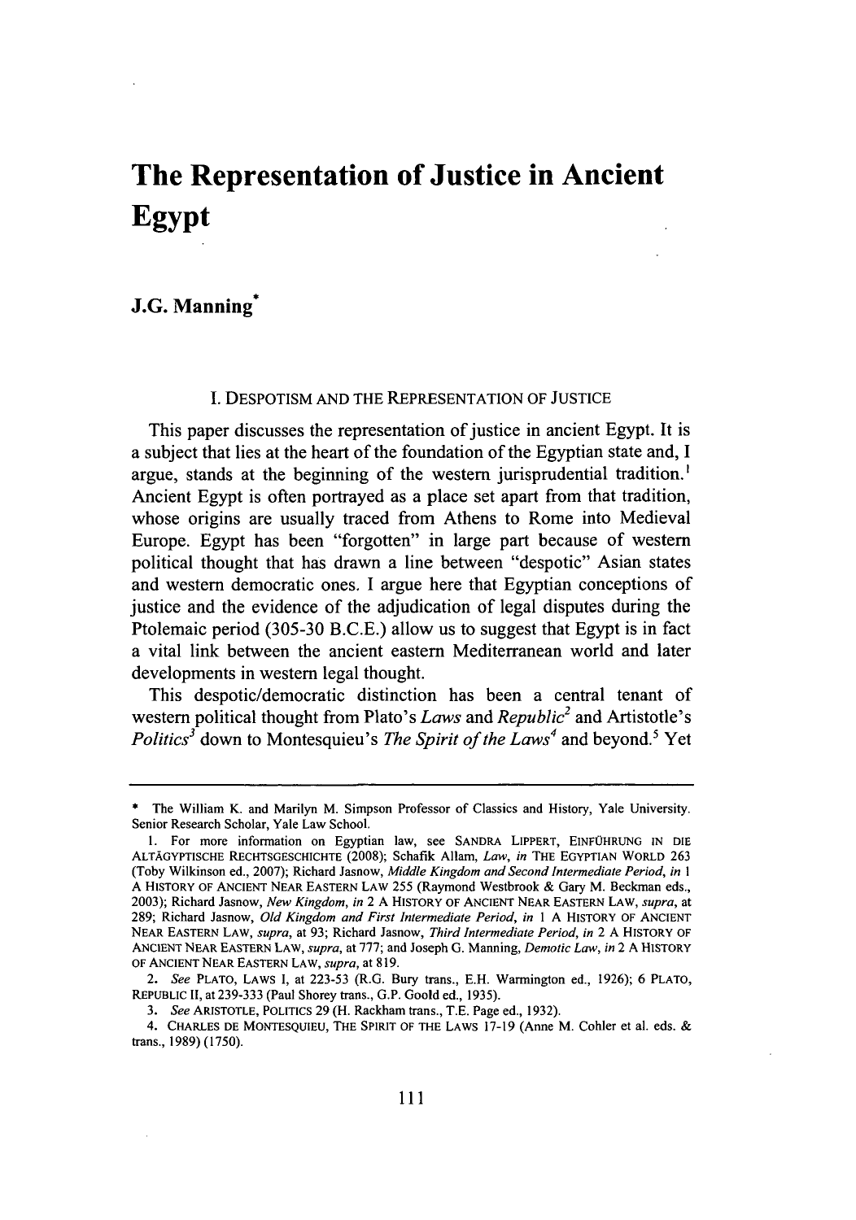# The Representation of Justice in Ancient Egypt

**J.G. Manning***

## I. DESPOTISM AND THE REPRESENTATION OF JUSTICE

This paper discusses the representation of justice in ancient Egypt. It is a subject that lies at the heart of the foundation of the Egyptian state and, I argue, stands at the beginning of the western jurisprudential tradition.[1] Ancient Egypt is often portrayed as a place set apart from that tradition, whose origins are usually traced from Athens to Rome into Medieval Europe. Egypt has been "forgotten" in large part because of western political thought that has drawn a line between "despotic" Asian states and western democratic ones. I argue here that Egyptian conceptions of justice and the evidence of the adjudication of legal disputes during the Ptolemaic period (305-30 B.C.E.) allow us to suggest that Egypt is in fact a vital link between the ancient eastern Mediterranean world and later developments in western legal thought.

This despotic/democratic distinction has been a central tenant of western political thought from Plato's *Laws* and *Republic*[2] and Artistotle's *Politics*[3] down to Montesquieu's *The Spirit of the Laws*[4] and beyond.[5] Yet

---

\* The William K. and Marilyn M. Simpson Professor of Classics and History, Yale University. Senior Research Scholar, Yale Law School.

1. For more information on Egyptian law, see SANDRA LIPPERT, EINFÜHRUNG IN DIE ALTÄGYPTISCHE RECHTSGESCHICHTE (2008); Schafik Allam, *Law*, *in* THE EGYPTIAN WORLD 263 (Toby Wilkinson ed., 2007); Richard Jasnow, *Middle Kingdom and Second Intermediate Period*, *in* 1 A HISTORY OF ANCIENT NEAR EASTERN LAW 255 (Raymond Westbrook & Gary M. Beckman eds., 2003); Richard Jasnow, *New Kingdom*, *in* 2 A HISTORY OF ANCIENT NEAR EASTERN LAW, *supra*, at 289; Richard Jasnow, *Old Kingdom and First Intermediate Period*, *in* 1 A HISTORY OF ANCIENT NEAR EASTERN LAW, *supra*, at 93; Richard Jasnow, *Third Intermediate Period*, *in* 2 A HISTORY OF ANCIENT NEAR EASTERN LAW, *supra*, at 777; and Joseph G. Manning, *Demotic Law*, *in* 2 A HISTORY OF ANCIENT NEAR EASTERN LAW, *supra*, at 819.

2. *See* PLATO, LAWS I, at 223-53 (R.G. Bury trans., E.H. Warmington ed., 1926); 6 PLATO, REPUBLIC II, at 239-333 (Paul Shorey trans., G.P. Goold ed., 1935).

3. *See* ARISTOTLE, POLITICS 29 (H. Rackham trans., T.E. Page ed., 1932).

4. CHARLES DE MONTESQUIEU, THE SPIRIT OF THE LAWS 17-19 (Anne M. Cohler et al. eds. & trans., 1989) (1750).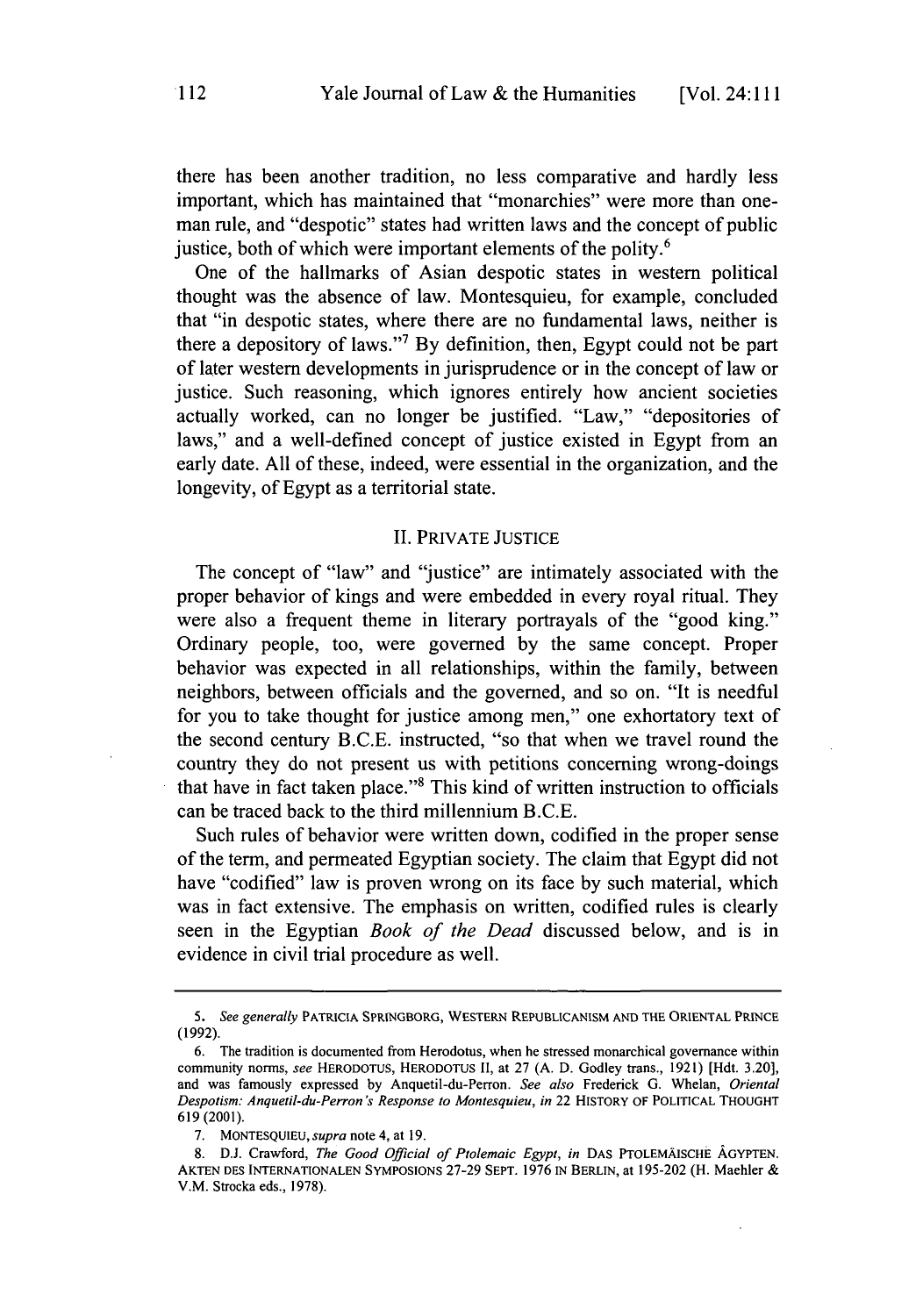there has been another tradition, no less comparative and hardly less important, which has maintained that "monarchies" were more than one-man rule, and "despotic" states had written laws and the concept of public justice, both of which were important elements of the polity.[6]

One of the hallmarks of Asian despotic states in western political thought was the absence of law. Montesquieu, for example, concluded that "in despotic states, where there are no fundamental laws, neither is there a depository of laws."[7] By definition, then, Egypt could not be part of later western developments in jurisprudence or in the concept of law or justice. Such reasoning, which ignores entirely how ancient societies actually worked, can no longer be justified. "Law," "depositories of laws," and a well-defined concept of justice existed in Egypt from an early date. All of these, indeed, were essential in the organization, and the longevity, of Egypt as a territorial state.

## II. PRIVATE JUSTICE

The concept of "law" and "justice" are intimately associated with the proper behavior of kings and were embedded in every royal ritual. They were also a frequent theme in literary portrayals of the "good king." Ordinary people, too, were governed by the same concept. Proper behavior was expected in all relationships, within the family, between neighbors, between officials and the governed, and so on. "It is needful for you to take thought for justice among men," one exhortatory text of the second century B.C.E. instructed, "so that when we travel round the country they do not present us with petitions concerning wrong-doings that have in fact taken place."[8] This kind of written instruction to officials can be traced back to the third millennium B.C.E.

Such rules of behavior were written down, codified in the proper sense of the term, and permeated Egyptian society. The claim that Egypt did not have "codified" law is proven wrong on its face by such material, which was in fact extensive. The emphasis on written, codified rules is clearly seen in the Egyptian *Book of the Dead* discussed below, and is in evidence in civil trial procedure as well.

---

5. *See generally* PATRICIA SPRINGBORG, WESTERN REPUBLICANISM AND THE ORIENTAL PRINCE (1992).

6. The tradition is documented from Herodotus, when he stressed monarchical governance within community norms, *see* HERODOTUS, HERODOTUS II, at 27 (A. D. Godley trans., 1921) [Hdt. 3.20], and was famously expressed by Anquetil-du-Perron. *See also* Frederick G. Whelan, *Oriental Despotism: Anquetil-du-Perron's Response to Montesquieu*, *in* 22 HISTORY OF POLITICAL THOUGHT 619 (2001).

7. MONTESQUIEU, *supra* note 4, at 19.

8. D.J. Crawford, *The Good Official of Ptolemaic Egypt*, *in* DAS PTOLEMÄISCHE ÄGYPTEN. AKTEN DES INTERNATIONALEN SYMPOSIONS 27-29 SEPT. 1976 IN BERLIN, at 195-202 (H. Maehler & V.M. Strocka eds., 1978).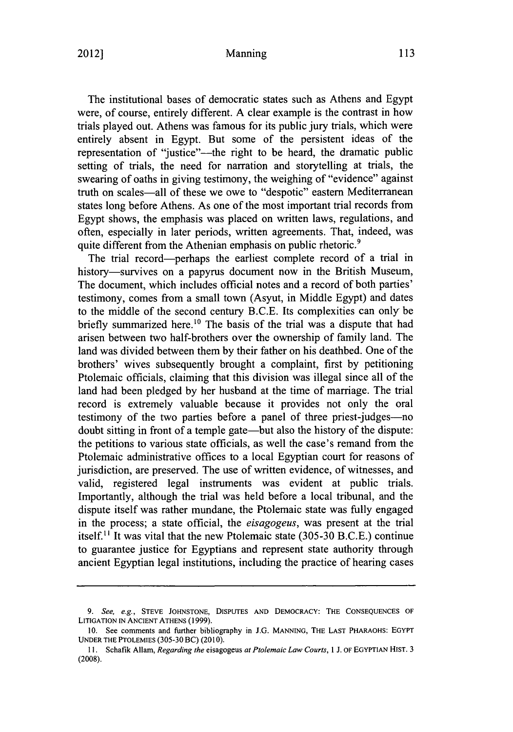The institutional bases of democratic states such as Athens and Egypt were, of course, entirely different. A clear example is the contrast in how trials played out. Athens was famous for its public jury trials, which were entirely absent in Egypt. But some of the persistent ideas of the representation of "justice"—the right to be heard, the dramatic public setting of trials, the need for narration and storytelling at trials, the swearing of oaths in giving testimony, the weighing of "evidence" against truth on scales—all of these we owe to "despotic" eastern Mediterranean states long before Athens. As one of the most important trial records from Egypt shows, the emphasis was placed on written laws, regulations, and often, especially in later periods, written agreements. That, indeed, was quite different from the Athenian emphasis on public rhetoric.[9]

The trial record—perhaps the earliest complete record of a trial in history—survives on a papyrus document now in the British Museum, The document, which includes official notes and a record of both parties' testimony, comes from a small town (Asyut, in Middle Egypt) and dates to the middle of the second century B.C.E. Its complexities can only be briefly summarized here.[10] The basis of the trial was a dispute that had arisen between two half-brothers over the ownership of family land. The land was divided between them by their father on his deathbed. One of the brothers' wives subsequently brought a complaint, first by petitioning Ptolemaic officials, claiming that this division was illegal since all of the land had been pledged by her husband at the time of marriage. The trial record is extremely valuable because it provides not only the oral testimony of the two parties before a panel of three priest-judges—no doubt sitting in front of a temple gate—but also the history of the dispute: the petitions to various state officials, as well the case's remand from the Ptolemaic administrative offices to a local Egyptian court for reasons of jurisdiction, are preserved. The use of written evidence, of witnesses, and valid, registered legal instruments was evident at public trials. Importantly, although the trial was held before a local tribunal, and the dispute itself was rather mundane, the Ptolemaic state was fully engaged in the process; a state official, the *eisagogeus*, was present at the trial itself.[11] It was vital that the new Ptolemaic state (305-30 B.C.E.) continue to guarantee justice for Egyptians and represent state authority through ancient Egyptian legal institutions, including the practice of hearing cases

---

9. *See, e.g.*, STEVE JOHNSTONE, DISPUTES AND DEMOCRACY: THE CONSEQUENCES OF LITIGATION IN ANCIENT ATHENS (1999).

10. See comments and further bibliography in J.G. MANNING, THE LAST PHARAOHS: EGYPT UNDER THE PTOLEMIES (305-30 BC) (2010).

11. Schafik Allam, *Regarding the* eisagogeus *at Ptolemaic Law Courts*, 1 J. OF EGYPTIAN HIST. 3 (2008).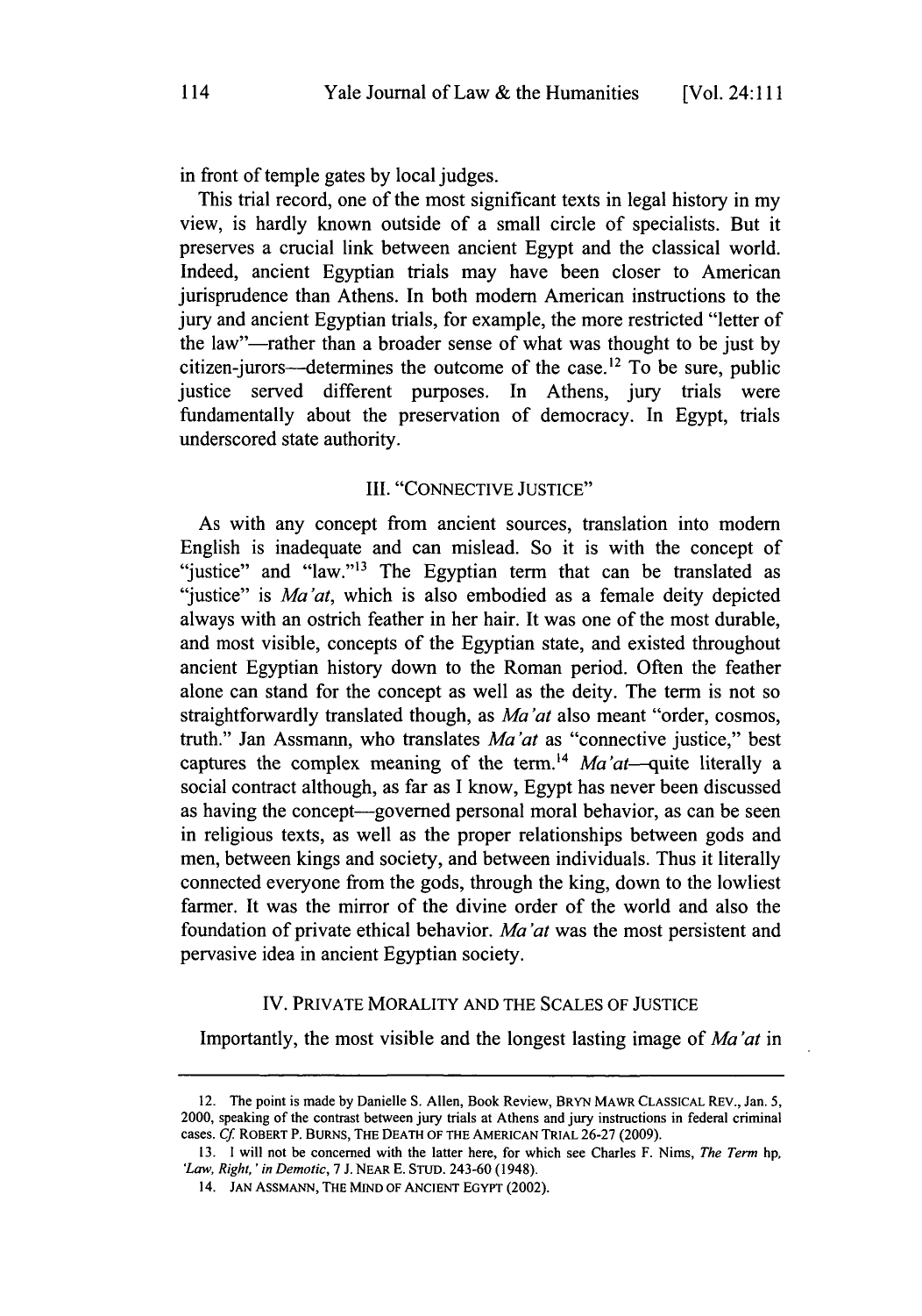in front of temple gates by local judges.

This trial record, one of the most significant texts in legal history in my view, is hardly known outside of a small circle of specialists. But it preserves a crucial link between ancient Egypt and the classical world. Indeed, ancient Egyptian trials may have been closer to American jurisprudence than Athens. In both modern American instructions to the jury and ancient Egyptian trials, for example, the more restricted "letter of the law"—rather than a broader sense of what was thought to be just by citizen-jurors—determines the outcome of the case.[12] To be sure, public justice served different purposes. In Athens, jury trials were fundamentally about the preservation of democracy. In Egypt, trials underscored state authority.

## III. "CONNECTIVE JUSTICE"

As with any concept from ancient sources, translation into modern English is inadequate and can mislead. So it is with the concept of "justice" and "law."[13] The Egyptian term that can be translated as "justice" is *Ma'at*, which is also embodied as a female deity depicted always with an ostrich feather in her hair. It was one of the most durable, and most visible, concepts of the Egyptian state, and existed throughout ancient Egyptian history down to the Roman period. Often the feather alone can stand for the concept as well as the deity. The term is not so straightforwardly translated though, as *Ma'at* also meant "order, cosmos, truth." Jan Assmann, who translates *Ma'at* as "connective justice," best captures the complex meaning of the term.[14] *Ma'at*—quite literally a social contract although, as far as I know, Egypt has never been discussed as having the concept—governed personal moral behavior, as can be seen in religious texts, as well as the proper relationships between gods and men, between kings and society, and between individuals. Thus it literally connected everyone from the gods, through the king, down to the lowliest farmer. It was the mirror of the divine order of the world and also the foundation of private ethical behavior. *Ma'at* was the most persistent and pervasive idea in ancient Egyptian society.

## IV. PRIVATE MORALITY AND THE SCALES OF JUSTICE

Importantly, the most visible and the longest lasting image of *Ma'at* in

---

12. The point is made by Danielle S. Allen, Book Review, BRYN MAWR CLASSICAL REV., Jan. 5, 2000, speaking of the contrast between jury trials at Athens and jury instructions in federal criminal cases. *Cf.* ROBERT P. BURNS, THE DEATH OF THE AMERICAN TRIAL 26-27 (2009).

13. I will not be concerned with the latter here, for which see Charles F. Nims, *The Term* hp, *'Law, Right,' in Demotic*, 7 J. NEAR E. STUD. 243-60 (1948).

14. JAN ASSMANN, THE MIND OF ANCIENT EGYPT (2002).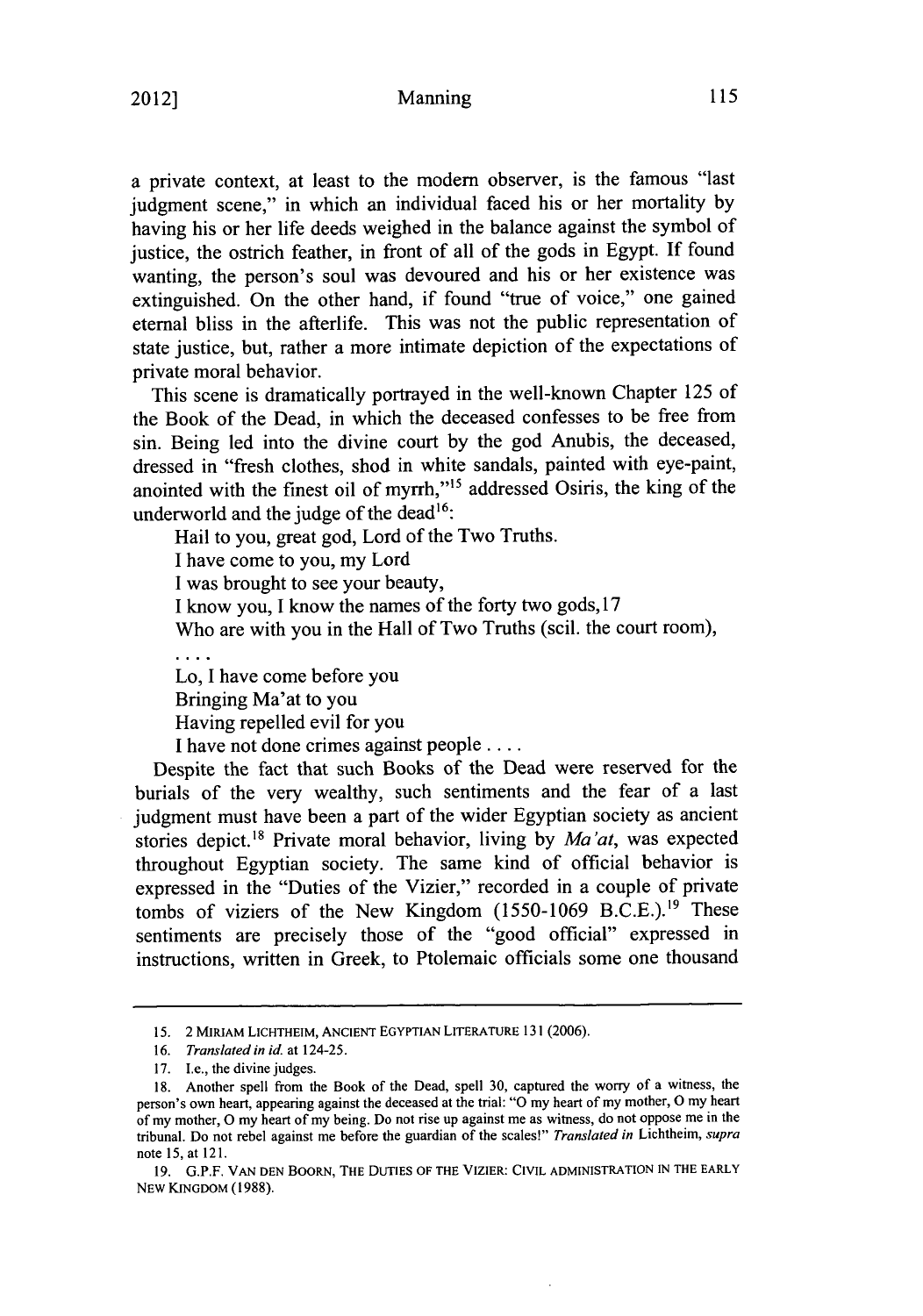a private context, at least to the modern observer, is the famous "last judgment scene," in which an individual faced his or her mortality by having his or her life deeds weighed in the balance against the symbol of justice, the ostrich feather, in front of all of the gods in Egypt. If found wanting, the person's soul was devoured and his or her existence was extinguished. On the other hand, if found "true of voice," one gained eternal bliss in the afterlife. This was not the public representation of state justice, but, rather a more intimate depiction of the expectations of private moral behavior.

This scene is dramatically portrayed in the well-known Chapter 125 of the Book of the Dead, in which the deceased confesses to be free from sin. Being led into the divine court by the god Anubis, the deceased, dressed in "fresh clothes, shod in white sandals, painted with eye-paint, anointed with the finest oil of myrrh,"[15] addressed Osiris, the king of the underworld and the judge of the dead[16]:

> Hail to you, great god, Lord of the Two Truths.
> I have come to you, my Lord
> I was brought to see your beauty,
> I know you, I know the names of the forty two gods,[17]
> Who are with you in the Hall of Two Truths (scil. the court room),
> . . . .
> Lo, I have come before you
> Bringing Ma'at to you
> Having repelled evil for you
> I have not done crimes against people . . . .

Despite the fact that such Books of the Dead were reserved for the burials of the very wealthy, such sentiments and the fear of a last judgment must have been a part of the wider Egyptian society as ancient stories depict.[18] Private moral behavior, living by *Ma'at*, was expected throughout Egyptian society. The same kind of official behavior is expressed in the "Duties of the Vizier," recorded in a couple of private tombs of viziers of the New Kingdom (1550-1069 B.C.E.).[19] These sentiments are precisely those of the "good official" expressed in instructions, written in Greek, to Ptolemaic officials some one thousand

---

15. 2 MIRIAM LICHTHEIM, ANCIENT EGYPTIAN LITERATURE 131 (2006).

16. *Translated in id.* at 124-25.

17. I.e., the divine judges.

18. Another spell from the Book of the Dead, spell 30, captured the worry of a witness, the person's own heart, appearing against the deceased at the trial: "O my heart of my mother, O my heart of my mother, O my heart of my being. Do not rise up against me as witness, do not oppose me in the tribunal. Do not rebel against me before the guardian of the scales!" *Translated in* Lichtheim, *supra* note 15, at 121.

19. G.P.F. VAN DEN BOORN, THE DUTIES OF THE VIZIER: CIVIL ADMINISTRATION IN THE EARLY NEW KINGDOM (1988).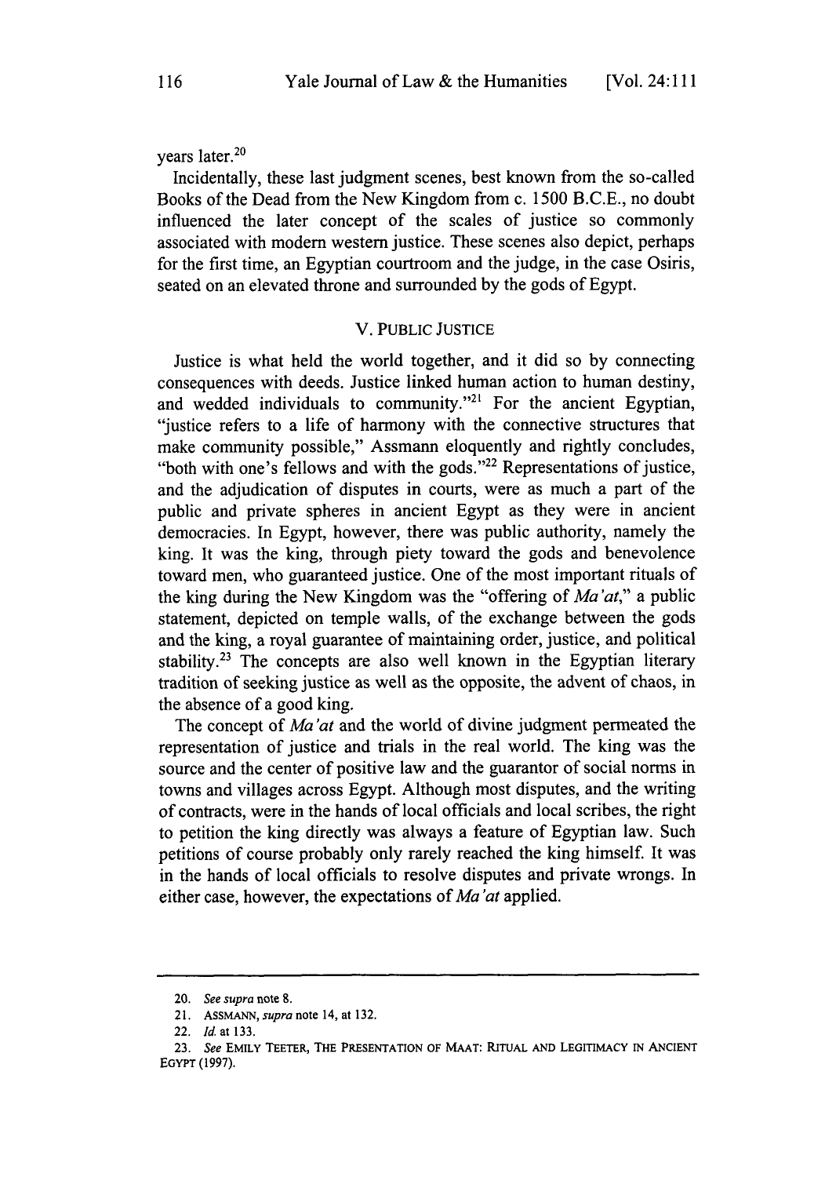years later.[20]

Incidentally, these last judgment scenes, best known from the so-called Books of the Dead from the New Kingdom from c. 1500 B.C.E., no doubt influenced the later concept of the scales of justice so commonly associated with modern western justice. These scenes also depict, perhaps for the first time, an Egyptian courtroom and the judge, in the case Osiris, seated on an elevated throne and surrounded by the gods of Egypt.

## V. PUBLIC JUSTICE

Justice is what held the world together, and it did so by connecting consequences with deeds. Justice linked human action to human destiny, and wedded individuals to community."[21] For the ancient Egyptian, "justice refers to a life of harmony with the connective structures that make community possible," Assmann eloquently and rightly concludes, "both with one's fellows and with the gods."[22] Representations of justice, and the adjudication of disputes in courts, were as much a part of the public and private spheres in ancient Egypt as they were in ancient democracies. In Egypt, however, there was public authority, namely the king. It was the king, through piety toward the gods and benevolence toward men, who guaranteed justice. One of the most important rituals of the king during the New Kingdom was the "offering of *Ma'at*," a public statement, depicted on temple walls, of the exchange between the gods and the king, a royal guarantee of maintaining order, justice, and political stability.[23] The concepts are also well known in the Egyptian literary tradition of seeking justice as well as the opposite, the advent of chaos, in the absence of a good king.

The concept of *Ma'at* and the world of divine judgment permeated the representation of justice and trials in the real world. The king was the source and the center of positive law and the guarantor of social norms in towns and villages across Egypt. Although most disputes, and the writing of contracts, were in the hands of local officials and local scribes, the right to petition the king directly was always a feature of Egyptian law. Such petitions of course probably only rarely reached the king himself. It was in the hands of local officials to resolve disputes and private wrongs. In either case, however, the expectations of *Ma'at* applied.

---

20. *See supra* note 8.

21. ASSMANN, *supra* note 14, at 132.

22. *Id.* at 133.

23. *See* EMILY TEETER, THE PRESENTATION OF MAAT: RITUAL AND LEGITIMACY IN ANCIENT EGYPT (1997).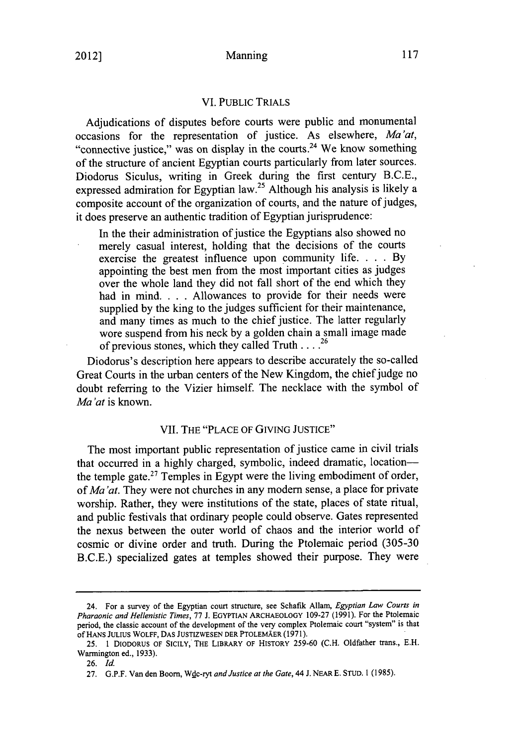## VI. PUBLIC TRIALS

Adjudications of disputes before courts were public and monumental occasions for the representation of justice. As elsewhere, *Ma'at*, "connective justice," was on display in the courts.[24] We know something of the structure of ancient Egyptian courts particularly from later sources. Diodorus Siculus, writing in Greek during the first century B.C.E., expressed admiration for Egyptian law.[25] Although his analysis is likely a composite account of the organization of courts, and the nature of judges, it does preserve an authentic tradition of Egyptian jurisprudence:

> In the their administration of justice the Egyptians also showed no merely casual interest, holding that the decisions of the courts exercise the greatest influence upon community life. . . . By appointing the best men from the most important cities as judges over the whole land they did not fall short of the end which they had in mind. . . . Allowances to provide for their needs were supplied by the king to the judges sufficient for their maintenance, and many times as much to the chief justice. The latter regularly wore suspend from his neck by a golden chain a small image made of previous stones, which they called Truth . . . .[26]

Diodorus's description here appears to describe accurately the so-called Great Courts in the urban centers of the New Kingdom, the chief judge no doubt referring to the Vizier himself. The necklace with the symbol of *Ma'at* is known.

## VII. THE "PLACE OF GIVING JUSTICE"

The most important public representation of justice came in civil trials that occurred in a highly charged, symbolic, indeed dramatic, location—the temple gate.[27] Temples in Egypt were the living embodiment of order, of *Ma'at*. They were not churches in any modern sense, a place for private worship. Rather, they were institutions of the state, places of state ritual, and public festivals that ordinary people could observe. Gates represented the nexus between the outer world of chaos and the interior world of cosmic or divine order and truth. During the Ptolemaic period (305-30 B.C.E.) specialized gates at temples showed their purpose. They were

---

24. For a survey of the Egyptian court structure, see Schafik Allam, *Egyptian Law Courts in Pharaonic and Hellenistic Times*, 77 J. EGYPTIAN ARCHAEOLOGY 109-27 (1991). For the Ptolemaic period, the classic account of the development of the very complex Ptolemaic court "system" is that of HANS JULIUS WOLFF, DAS JUSTIZWESEN DER PTOLEMÄER (1971).

25. 1 DIODORUS OF SICILY, THE LIBRARY OF HISTORY 259-60 (C.H. Oldfather trans., E.H. Warmington ed., 1933).

26. *Id.*

27. G.P.F. Van den Boorn, *Wḏc-ryt and Justice at the Gate*, 44 J. NEAR E. STUD. 1 (1985).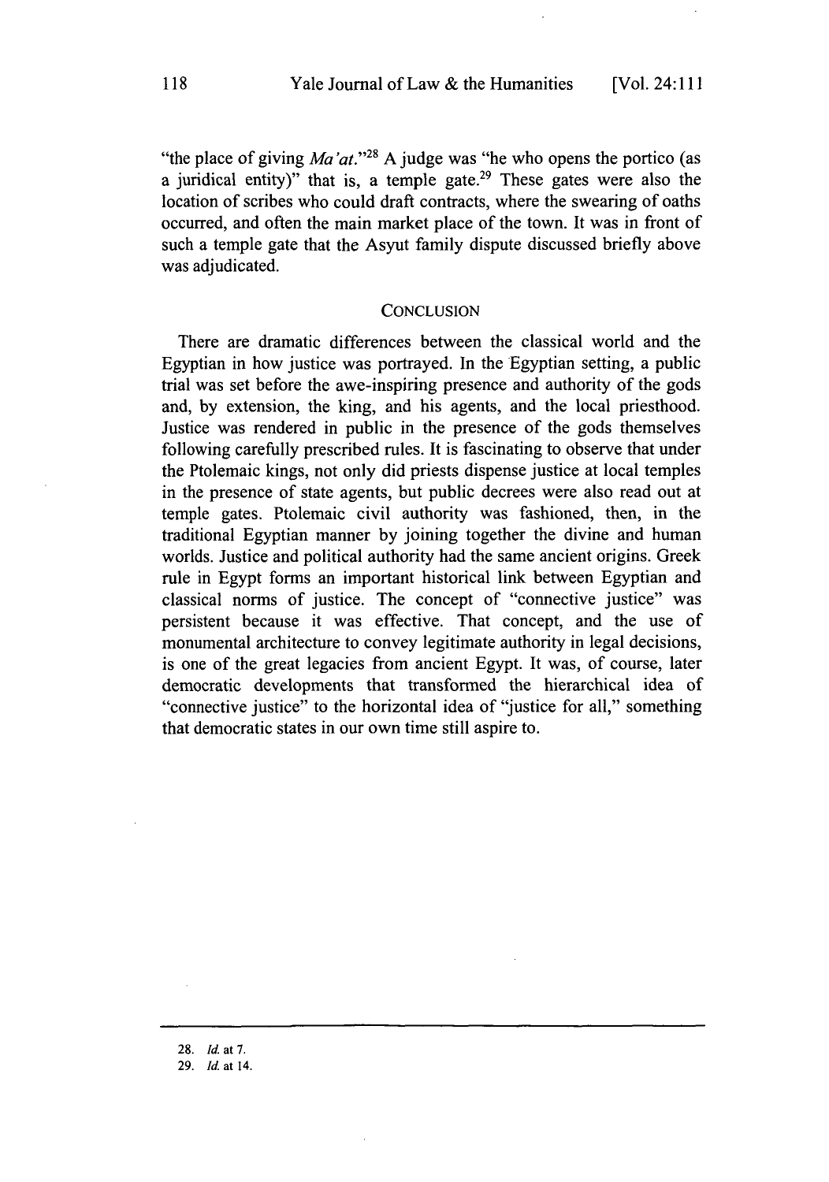"the place of giving *Ma'at*."[28] A judge was "he who opens the portico (as a juridical entity)" that is, a temple gate.[29] These gates were also the location of scribes who could draft contracts, where the swearing of oaths occurred, and often the main market place of the town. It was in front of such a temple gate that the Asyut family dispute discussed briefly above was adjudicated.

## CONCLUSION

There are dramatic differences between the classical world and the Egyptian in how justice was portrayed. In the Egyptian setting, a public trial was set before the awe-inspiring presence and authority of the gods and, by extension, the king, and his agents, and the local priesthood. Justice was rendered in public in the presence of the gods themselves following carefully prescribed rules. It is fascinating to observe that under the Ptolemaic kings, not only did priests dispense justice at local temples in the presence of state agents, but public decrees were also read out at temple gates. Ptolemaic civil authority was fashioned, then, in the traditional Egyptian manner by joining together the divine and human worlds. Justice and political authority had the same ancient origins. Greek rule in Egypt forms an important historical link between Egyptian and classical norms of justice. The concept of "connective justice" was persistent because it was effective. That concept, and the use of monumental architecture to convey legitimate authority in legal decisions, is one of the great legacies from ancient Egypt. It was, of course, later democratic developments that transformed the hierarchical idea of "connective justice" to the horizontal idea of "justice for all," something that democratic states in our own time still aspire to.

---

28. *Id.* at 7.
29. *Id.* at 14.